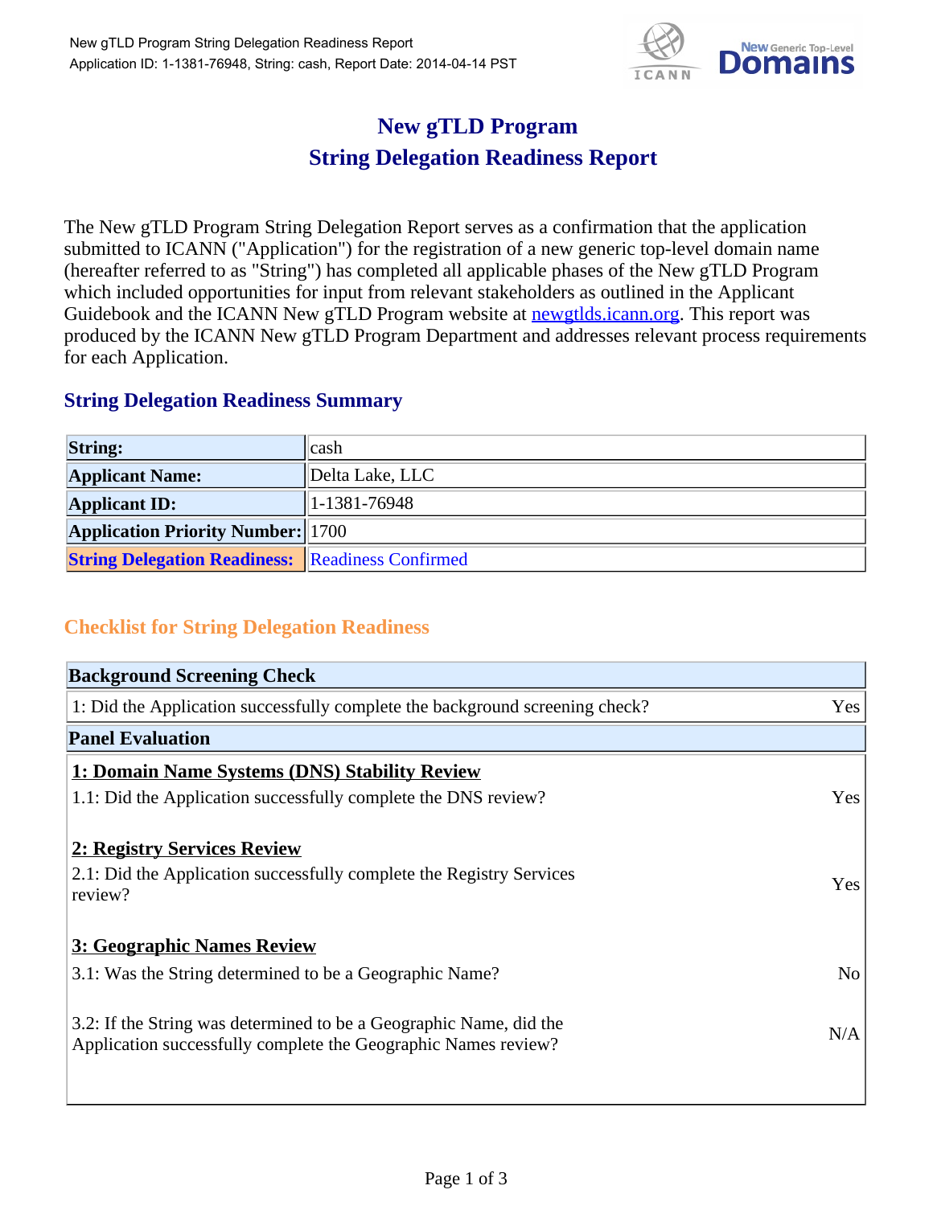# New gTLD Program
# String Delegation Readiness Report

The New gTLD Program String Delegation Report serves as a confirmation that the application submitted to ICANN ("Application") for the registration of a new generic top-level domain name (hereafter referred to as "String") has completed all applicable phases of the New gTLD Program which included opportunities for input from relevant stakeholders as outlined in the Applicant Guidebook and the ICANN New gTLD Program website at newgtlds.icann.org. This report was produced by the ICANN New gTLD Program Department and addresses relevant process requirements for each Application.

## String Delegation Readiness Summary

| | |
|---|---|
| **String:** | cash |
| **Applicant Name:** | Delta Lake, LLC |
| **Applicant ID:** | 1-1381-76948 |
| **Application Priority Number:** | 1700 |
| **String Delegation Readiness:** | Readiness Confirmed |

## Checklist for String Delegation Readiness

| **Background Screening Check** | |
|---|---|
| 1: Did the Application successfully complete the background screening check? | Yes |
| **Panel Evaluation** | |
| **1: Domain Name Systems (DNS) Stability Review** | |
| 1.1: Did the Application successfully complete the DNS review? | Yes |
| **2: Registry Services Review** | |
| 2.1: Did the Application successfully complete the Registry Services review? | Yes |
| **3: Geographic Names Review** | |
| 3.1: Was the String determined to be a Geographic Name? | No |
| 3.2: If the String was determined to be a Geographic Name, did the Application successfully complete the Geographic Names review? | N/A |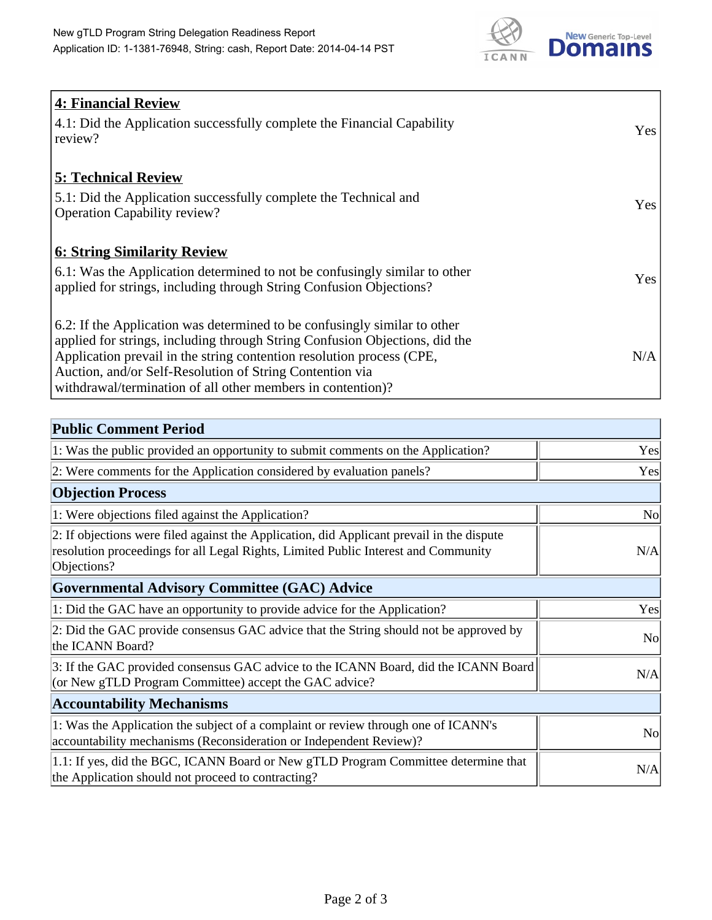### 4: Financial Review

| | |
|---|---|
| 4.1: Did the Application successfully complete the Financial Capability review? | Yes |

### 5: Technical Review

| | |
|---|---|
| 5.1: Did the Application successfully complete the Technical and Operation Capability review? | Yes |

### 6: String Similarity Review

| | |
|---|---|
| 6.1: Was the Application determined to not be confusingly similar to other applied for strings, including through String Confusion Objections? | Yes |
| 6.2: If the Application was determined to be confusingly similar to other applied for strings, including through String Confusion Objections, did the Application prevail in the string contention resolution process (CPE, Auction, and/or Self-Resolution of String Contention via withdrawal/termination of all other members in contention)? | N/A |

| Public Comment Period | |
|---|---|
| 1: Was the public provided an opportunity to submit comments on the Application? | Yes |
| 2: Were comments for the Application considered by evaluation panels? | Yes |
| **Objection Process** | |
| 1: Were objections filed against the Application? | No |
| 2: If objections were filed against the Application, did Applicant prevail in the dispute resolution proceedings for all Legal Rights, Limited Public Interest and Community Objections? | N/A |
| **Governmental Advisory Committee (GAC) Advice** | |
| 1: Did the GAC have an opportunity to provide advice for the Application? | Yes |
| 2: Did the GAC provide consensus GAC advice that the String should not be approved by the ICANN Board? | No |
| 3: If the GAC provided consensus GAC advice to the ICANN Board, did the ICANN Board (or New gTLD Program Committee) accept the GAC advice? | N/A |
| **Accountability Mechanisms** | |
| 1: Was the Application the subject of a complaint or review through one of ICANN's accountability mechanisms (Reconsideration or Independent Review)? | No |
| 1.1: If yes, did the BGC, ICANN Board or New gTLD Program Committee determine that the Application should not proceed to contracting? | N/A |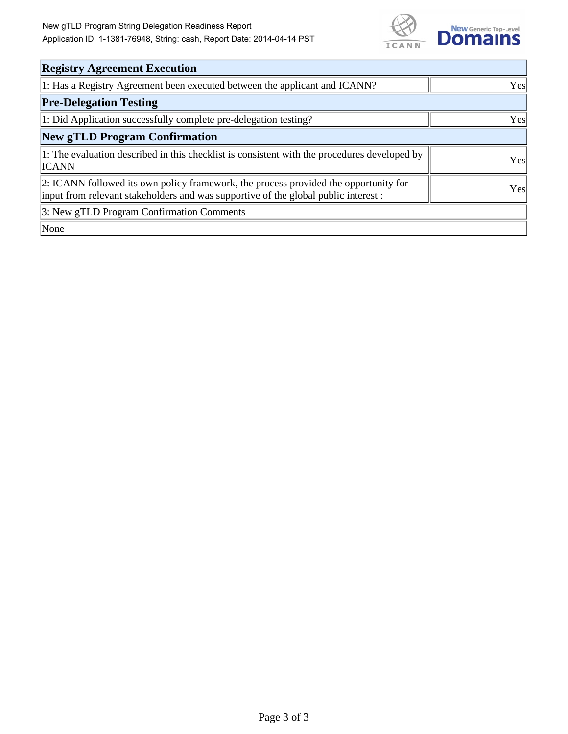## Registry Agreement Execution

| | |
|---|---|
| 1: Has a Registry Agreement been executed between the applicant and ICANN? | Yes |

## Pre-Delegation Testing

| | |
|---|---|
| 1: Did Application successfully complete pre-delegation testing? | Yes |

## New gTLD Program Confirmation

| | |
|---|---|
| 1: The evaluation described in this checklist is consistent with the procedures developed by ICANN | Yes |
| 2: ICANN followed its own policy framework, the process provided the opportunity for input from relevant stakeholders and was supportive of the global public interest : | Yes |

3: New gTLD Program Confirmation Comments

None